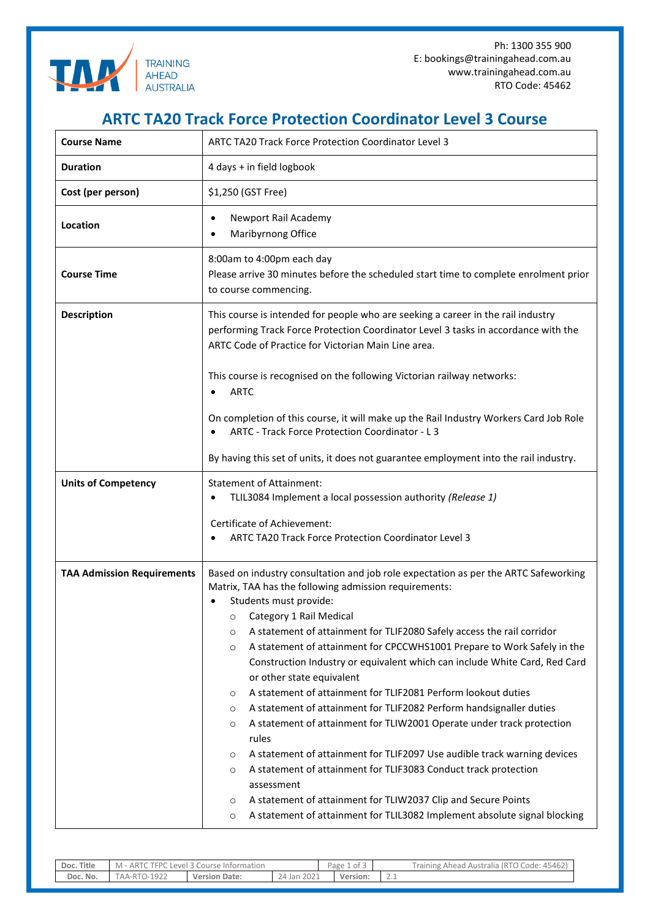TRAINING AHEAD AUSTRALIA

Ph: 1300 355 900
E: bookings@trainingahead.com.au
www.trainingahead.com.au
RTO Code: 45462

# ARTC TA20 Track Force Protection Coordinator Level 3 Course

| **Course Name** | ARTC TA20 Track Force Protection Coordinator Level 3 |
|---|---|
| **Duration** | 4 days + in field logbook |
| **Cost (per person)** | $1,250 (GST Free) |
| **Location** | • Newport Rail Academy<br>• Maribyrnong Office |
| **Course Time** | 8:00am to 4:00pm each day<br>Please arrive 30 minutes before the scheduled start time to complete enrolment prior to course commencing. |
| **Description** | This course is intended for people who are seeking a career in the rail industry performing Track Force Protection Coordinator Level 3 tasks in accordance with the ARTC Code of Practice for Victorian Main Line area.<br><br>This course is recognised on the following Victorian railway networks:<br>• ARTC<br><br>On completion of this course, it will make up the Rail Industry Workers Card Job Role<br>• ARTC - Track Force Protection Coordinator - L 3<br><br>By having this set of units, it does not guarantee employment into the rail industry. |
| **Units of Competency** | Statement of Attainment:<br>• TLIL3084 Implement a local possession authority *(Release 1)*<br><br>Certificate of Achievement:<br>• ARTC TA20 Track Force Protection Coordinator Level 3 |
| **TAA Admission Requirements** | Based on industry consultation and job role expectation as per the ARTC Safeworking Matrix, TAA has the following admission requirements:<br>• Students must provide:<br>&nbsp;&nbsp;&nbsp;&nbsp;○ Category 1 Rail Medical<br>&nbsp;&nbsp;&nbsp;&nbsp;○ A statement of attainment for TLIF2080 Safely access the rail corridor<br>&nbsp;&nbsp;&nbsp;&nbsp;○ A statement of attainment for CPCCWHS1001 Prepare to Work Safely in the Construction Industry or equivalent which can include White Card, Red Card or other state equivalent<br>&nbsp;&nbsp;&nbsp;&nbsp;○ A statement of attainment for TLIF2081 Perform lookout duties<br>&nbsp;&nbsp;&nbsp;&nbsp;○ A statement of attainment for TLIF2082 Perform handsignaller duties<br>&nbsp;&nbsp;&nbsp;&nbsp;○ A statement of attainment for TLIW2001 Operate under track protection rules<br>&nbsp;&nbsp;&nbsp;&nbsp;○ A statement of attainment for TLIF2097 Use audible track warning devices<br>&nbsp;&nbsp;&nbsp;&nbsp;○ A statement of attainment for TLIF3083 Conduct track protection assessment<br>&nbsp;&nbsp;&nbsp;&nbsp;○ A statement of attainment for TLIW2037 Clip and Secure Points<br>&nbsp;&nbsp;&nbsp;&nbsp;○ A statement of attainment for TLIL3082 Implement absolute signal blocking |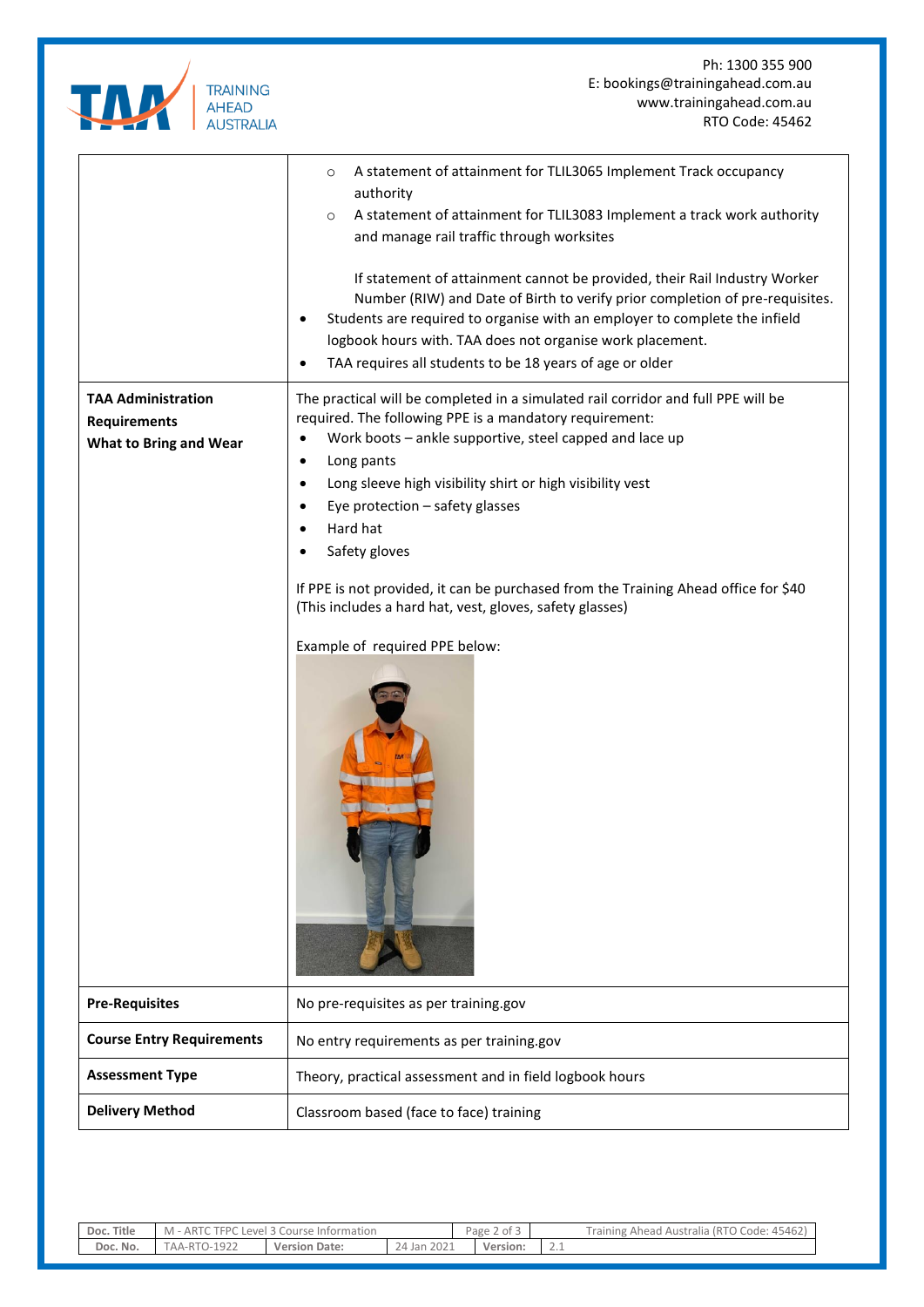| | |
|---|---|
| | ○ A statement of attainment for TLIL3065 Implement Track occupancy authority<br>○ A statement of attainment for TLIL3083 Implement a track work authority and manage rail traffic through worksites<br><br>If statement of attainment cannot be provided, their Rail Industry Worker Number (RIW) and Date of Birth to verify prior completion of pre-requisites.<br>• Students are required to organise with an employer to complete the infield logbook hours with. TAA does not organise work placement.<br>• TAA requires all students to be 18 years of age or older |
| **TAA Administration Requirements What to Bring and Wear** | The practical will be completed in a simulated rail corridor and full PPE will be required. The following PPE is a mandatory requirement:<br>• Work boots – ankle supportive, steel capped and lace up<br>• Long pants<br>• Long sleeve high visibility shirt or high visibility vest<br>• Eye protection – safety glasses<br>• Hard hat<br>• Safety gloves<br><br>If PPE is not provided, it can be purchased from the Training Ahead office for $40 (This includes a hard hat, vest, gloves, safety glasses)<br><br>Example of required PPE below: |
| **Pre-Requisites** | No pre-requisites as per training.gov |
| **Course Entry Requirements** | No entry requirements as per training.gov |
| **Assessment Type** | Theory, practical assessment and in field logbook hours |
| **Delivery Method** | Classroom based (face to face) training |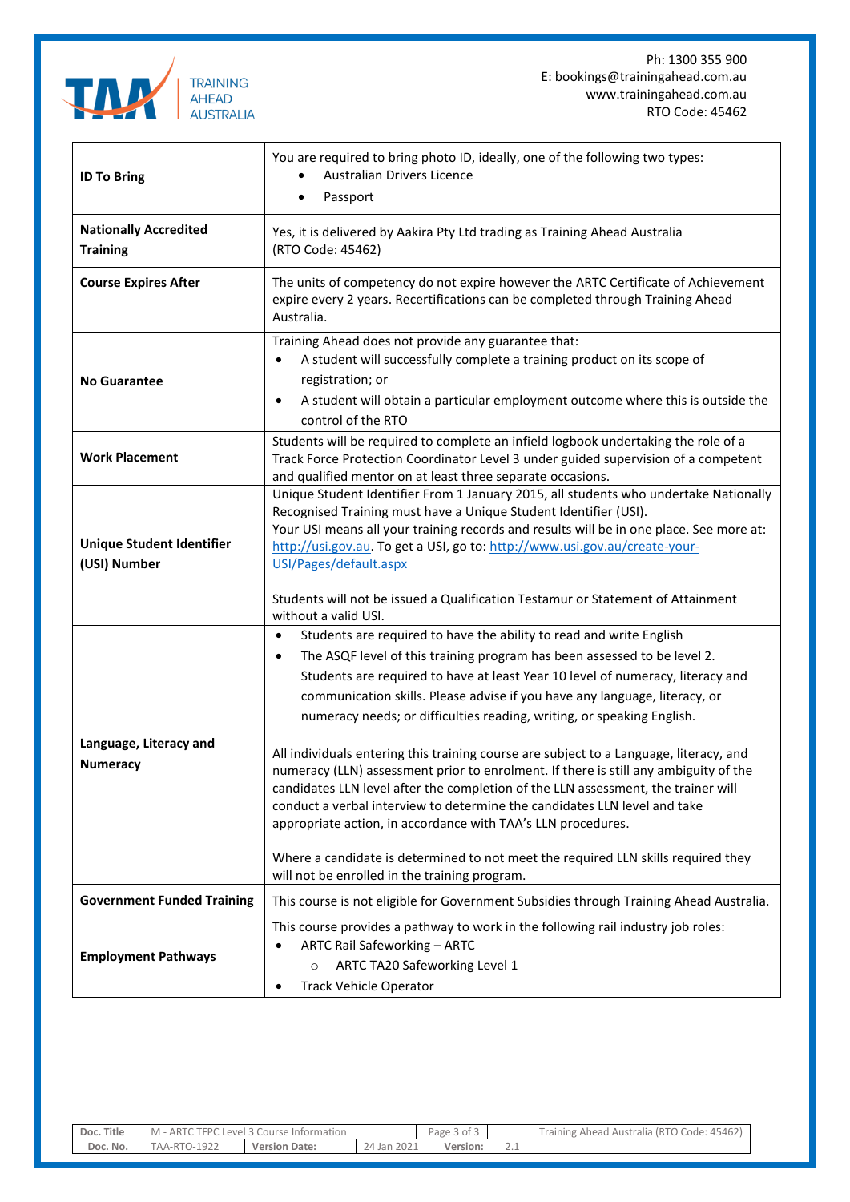| | |
|---|---|
| **ID To Bring** | You are required to bring photo ID, ideally, one of the following two types:<br>• Australian Drivers Licence<br>• Passport |
| **Nationally Accredited Training** | Yes, it is delivered by Aakira Pty Ltd trading as Training Ahead Australia (RTO Code: 45462) |
| **Course Expires After** | The units of competency do not expire however the ARTC Certificate of Achievement expire every 2 years. Recertifications can be completed through Training Ahead Australia. |
| **No Guarantee** | Training Ahead does not provide any guarantee that:<br>• A student will successfully complete a training product on its scope of registration; or<br>• A student will obtain a particular employment outcome where this is outside the control of the RTO |
| **Work Placement** | Students will be required to complete an infield logbook undertaking the role of a Track Force Protection Coordinator Level 3 under guided supervision of a competent and qualified mentor on at least three separate occasions. |
| **Unique Student Identifier (USI) Number** | Unique Student Identifier From 1 January 2015, all students who undertake Nationally Recognised Training must have a Unique Student Identifier (USI).<br>Your USI means all your training records and results will be in one place. See more at: http://usi.gov.au. To get a USI, go to: http://www.usi.gov.au/create-your-USI/Pages/default.aspx<br><br>Students will not be issued a Qualification Testamur or Statement of Attainment without a valid USI. |
| **Language, Literacy and Numeracy** | • Students are required to have the ability to read and write English<br>• The ASQF level of this training program has been assessed to be level 2. Students are required to have at least Year 10 level of numeracy, literacy and communication skills. Please advise if you have any language, literacy, or numeracy needs; or difficulties reading, writing, or speaking English.<br><br>All individuals entering this training course are subject to a Language, literacy, and numeracy (LLN) assessment prior to enrolment. If there is still any ambiguity of the candidates LLN level after the completion of the LLN assessment, the trainer will conduct a verbal interview to determine the candidates LLN level and take appropriate action, in accordance with TAA's LLN procedures.<br><br>Where a candidate is determined to not meet the required LLN skills required they will not be enrolled in the training program. |
| **Government Funded Training** | This course is not eligible for Government Subsidies through Training Ahead Australia. |
| **Employment Pathways** | This course provides a pathway to work in the following rail industry job roles:<br>• ARTC Rail Safeworking – ARTC<br>  ○ ARTC TA20 Safeworking Level 1<br>• Track Vehicle Operator |